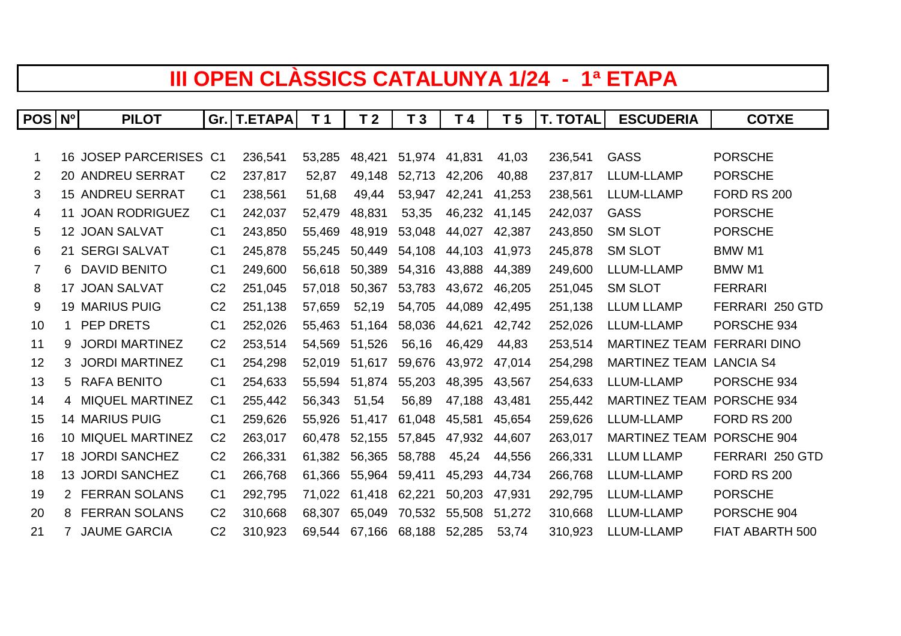# III OPEN CLÀSSICS CATALUNYA 1/24 - 1ª ETAPA

| POS | Nº | PILOT | Gr. | T.ETAPA | T 1 | T 2 | T 3 | T 4 | T 5 | T. TOTAL | ESCUDERIA | COTXE |
|---|---|---|---|---|---|---|---|---|---|---|---|---|
| 1 | 16 | JOSEP PARCERISES | C1 | 236,541 | 53,285 | 48,421 | 51,974 | 41,831 | 41,03 | 236,541 | GASS | PORSCHE |
| 2 | 20 | ANDREU SERRAT | C2 | 237,817 | 52,87 | 49,148 | 52,713 | 42,206 | 40,88 | 237,817 | LLUM-LLAMP | PORSCHE |
| 3 | 15 | ANDREU SERRAT | C1 | 238,561 | 51,68 | 49,44 | 53,947 | 42,241 | 41,253 | 238,561 | LLUM-LLAMP | FORD RS 200 |
| 4 | 11 | JOAN RODRIGUEZ | C1 | 242,037 | 52,479 | 48,831 | 53,35 | 46,232 | 41,145 | 242,037 | GASS | PORSCHE |
| 5 | 12 | JOAN SALVAT | C1 | 243,850 | 55,469 | 48,919 | 53,048 | 44,027 | 42,387 | 243,850 | SM SLOT | PORSCHE |
| 6 | 21 | SERGI SALVAT | C1 | 245,878 | 55,245 | 50,449 | 54,108 | 44,103 | 41,973 | 245,878 | SM SLOT | BMW M1 |
| 7 | 6 | DAVID BENITO | C1 | 249,600 | 56,618 | 50,389 | 54,316 | 43,888 | 44,389 | 249,600 | LLUM-LLAMP | BMW M1 |
| 8 | 17 | JOAN SALVAT | C2 | 251,045 | 57,018 | 50,367 | 53,783 | 43,672 | 46,205 | 251,045 | SM SLOT | FERRARI |
| 9 | 19 | MARIUS PUIG | C2 | 251,138 | 57,659 | 52,19 | 54,705 | 44,089 | 42,495 | 251,138 | LLUM LLAMP | FERRARI 250 GTD |
| 10 | 1 | PEP DRETS | C1 | 252,026 | 55,463 | 51,164 | 58,036 | 44,621 | 42,742 | 252,026 | LLUM-LLAMP | PORSCHE 934 |
| 11 | 9 | JORDI MARTINEZ | C2 | 253,514 | 54,569 | 51,526 | 56,16 | 46,429 | 44,83 | 253,514 | MARTINEZ TEAM | FERRARI DINO |
| 12 | 3 | JORDI MARTINEZ | C1 | 254,298 | 52,019 | 51,617 | 59,676 | 43,972 | 47,014 | 254,298 | MARTINEZ TEAM | LANCIA S4 |
| 13 | 5 | RAFA BENITO | C1 | 254,633 | 55,594 | 51,874 | 55,203 | 48,395 | 43,567 | 254,633 | LLUM-LLAMP | PORSCHE 934 |
| 14 | 4 | MIQUEL MARTINEZ | C1 | 255,442 | 56,343 | 51,54 | 56,89 | 47,188 | 43,481 | 255,442 | MARTINEZ TEAM | PORSCHE 934 |
| 15 | 14 | MARIUS PUIG | C1 | 259,626 | 55,926 | 51,417 | 61,048 | 45,581 | 45,654 | 259,626 | LLUM-LLAMP | FORD RS 200 |
| 16 | 10 | MIQUEL MARTINEZ | C2 | 263,017 | 60,478 | 52,155 | 57,845 | 47,932 | 44,607 | 263,017 | MARTINEZ TEAM | PORSCHE 904 |
| 17 | 18 | JORDI SANCHEZ | C2 | 266,331 | 61,382 | 56,365 | 58,788 | 45,24 | 44,556 | 266,331 | LLUM LLAMP | FERRARI 250 GTD |
| 18 | 13 | JORDI SANCHEZ | C1 | 266,768 | 61,366 | 55,964 | 59,411 | 45,293 | 44,734 | 266,768 | LLUM-LLAMP | FORD RS 200 |
| 19 | 2 | FERRAN SOLANS | C1 | 292,795 | 71,022 | 61,418 | 62,221 | 50,203 | 47,931 | 292,795 | LLUM-LLAMP | PORSCHE |
| 20 | 8 | FERRAN SOLANS | C2 | 310,668 | 68,307 | 65,049 | 70,532 | 55,508 | 51,272 | 310,668 | LLUM-LLAMP | PORSCHE 904 |
| 21 | 7 | JAUME GARCIA | C2 | 310,923 | 69,544 | 67,166 | 68,188 | 52,285 | 53,74 | 310,923 | LLUM-LLAMP | FIAT ABARTH 500 |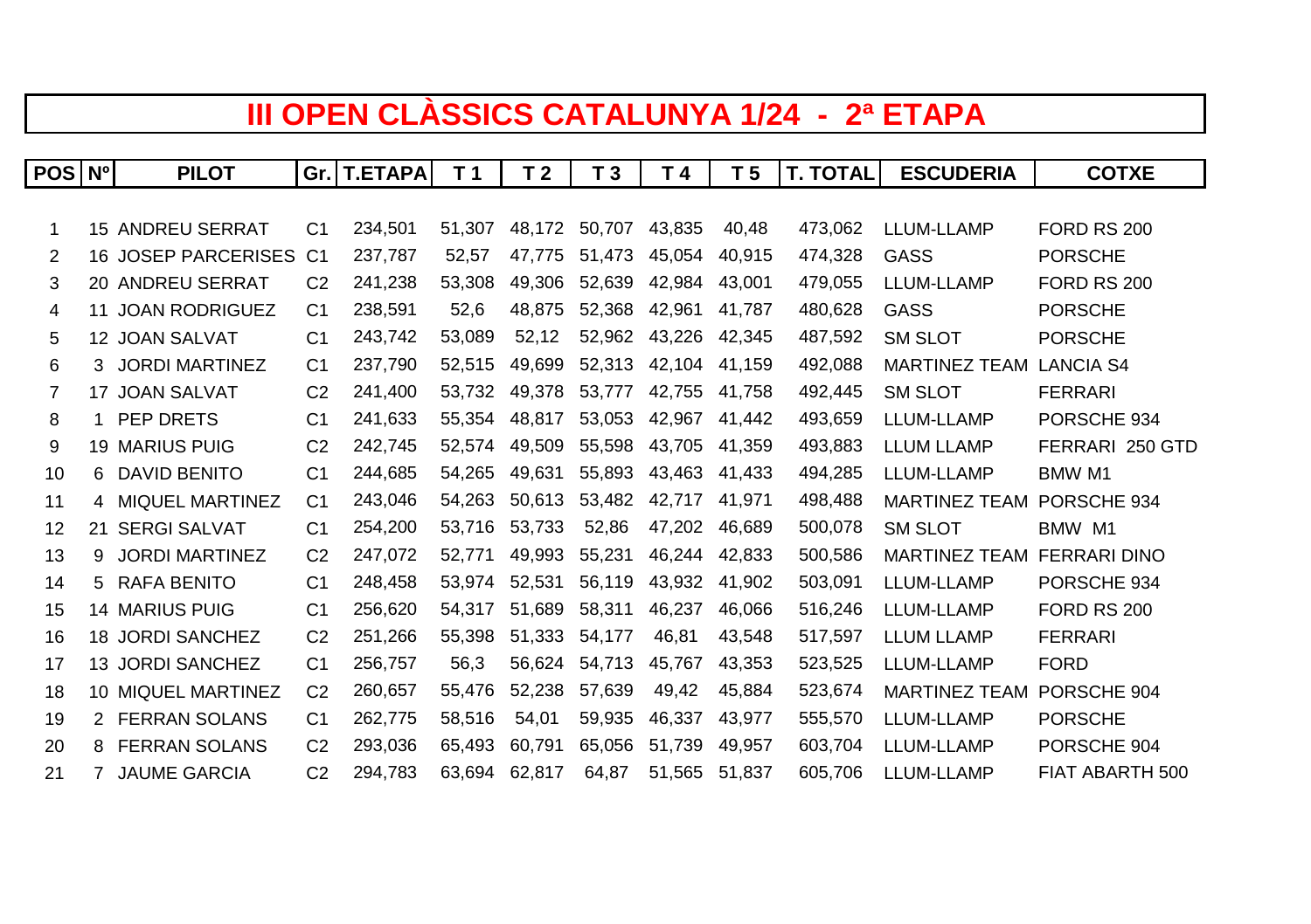# III OPEN CLÀSSICS CATALUNYA 1/24 - 2ª ETAPA

| POS | Nº | PILOT | Gr. | T.ETAPA | T 1 | T 2 | T 3 | T 4 | T 5 | T. TOTAL | ESCUDERIA | COTXE |
|---|---|---|---|---|---|---|---|---|---|---|---|---|
| 1 | 15 | ANDREU SERRAT | C1 | 234,501 | 51,307 | 48,172 | 50,707 | 43,835 | 40,48 | 473,062 | LLUM-LLAMP | FORD RS 200 |
| 2 | 16 | JOSEP PARCERISES | C1 | 237,787 | 52,57 | 47,775 | 51,473 | 45,054 | 40,915 | 474,328 | GASS | PORSCHE |
| 3 | 20 | ANDREU SERRAT | C2 | 241,238 | 53,308 | 49,306 | 52,639 | 42,984 | 43,001 | 479,055 | LLUM-LLAMP | FORD RS 200 |
| 4 | 11 | JOAN RODRIGUEZ | C1 | 238,591 | 52,6 | 48,875 | 52,368 | 42,961 | 41,787 | 480,628 | GASS | PORSCHE |
| 5 | 12 | JOAN SALVAT | C1 | 243,742 | 53,089 | 52,12 | 52,962 | 43,226 | 42,345 | 487,592 | SM SLOT | PORSCHE |
| 6 | 3 | JORDI MARTINEZ | C1 | 237,790 | 52,515 | 49,699 | 52,313 | 42,104 | 41,159 | 492,088 | MARTINEZ TEAM | LANCIA S4 |
| 7 | 17 | JOAN SALVAT | C2 | 241,400 | 53,732 | 49,378 | 53,777 | 42,755 | 41,758 | 492,445 | SM SLOT | FERRARI |
| 8 | 1 | PEP DRETS | C1 | 241,633 | 55,354 | 48,817 | 53,053 | 42,967 | 41,442 | 493,659 | LLUM-LLAMP | PORSCHE 934 |
| 9 | 19 | MARIUS PUIG | C2 | 242,745 | 52,574 | 49,509 | 55,598 | 43,705 | 41,359 | 493,883 | LLUM LLAMP | FERRARI 250 GTD |
| 10 | 6 | DAVID BENITO | C1 | 244,685 | 54,265 | 49,631 | 55,893 | 43,463 | 41,433 | 494,285 | LLUM-LLAMP | BMW M1 |
| 11 | 4 | MIQUEL MARTINEZ | C1 | 243,046 | 54,263 | 50,613 | 53,482 | 42,717 | 41,971 | 498,488 | MARTINEZ TEAM | PORSCHE 934 |
| 12 | 21 | SERGI SALVAT | C1 | 254,200 | 53,716 | 53,733 | 52,86 | 47,202 | 46,689 | 500,078 | SM SLOT | BMW M1 |
| 13 | 9 | JORDI MARTINEZ | C2 | 247,072 | 52,771 | 49,993 | 55,231 | 46,244 | 42,833 | 500,586 | MARTINEZ TEAM | FERRARI DINO |
| 14 | 5 | RAFA BENITO | C1 | 248,458 | 53,974 | 52,531 | 56,119 | 43,932 | 41,902 | 503,091 | LLUM-LLAMP | PORSCHE 934 |
| 15 | 14 | MARIUS PUIG | C1 | 256,620 | 54,317 | 51,689 | 58,311 | 46,237 | 46,066 | 516,246 | LLUM-LLAMP | FORD RS 200 |
| 16 | 18 | JORDI SANCHEZ | C2 | 251,266 | 55,398 | 51,333 | 54,177 | 46,81 | 43,548 | 517,597 | LLUM LLAMP | FERRARI |
| 17 | 13 | JORDI SANCHEZ | C1 | 256,757 | 56,3 | 56,624 | 54,713 | 45,767 | 43,353 | 523,525 | LLUM-LLAMP | FORD |
| 18 | 10 | MIQUEL MARTINEZ | C2 | 260,657 | 55,476 | 52,238 | 57,639 | 49,42 | 45,884 | 523,674 | MARTINEZ TEAM | PORSCHE 904 |
| 19 | 2 | FERRAN SOLANS | C1 | 262,775 | 58,516 | 54,01 | 59,935 | 46,337 | 43,977 | 555,570 | LLUM-LLAMP | PORSCHE |
| 20 | 8 | FERRAN SOLANS | C2 | 293,036 | 65,493 | 60,791 | 65,056 | 51,739 | 49,957 | 603,704 | LLUM-LLAMP | PORSCHE 904 |
| 21 | 7 | JAUME GARCIA | C2 | 294,783 | 63,694 | 62,817 | 64,87 | 51,565 | 51,837 | 605,706 | LLUM-LLAMP | FIAT ABARTH 500 |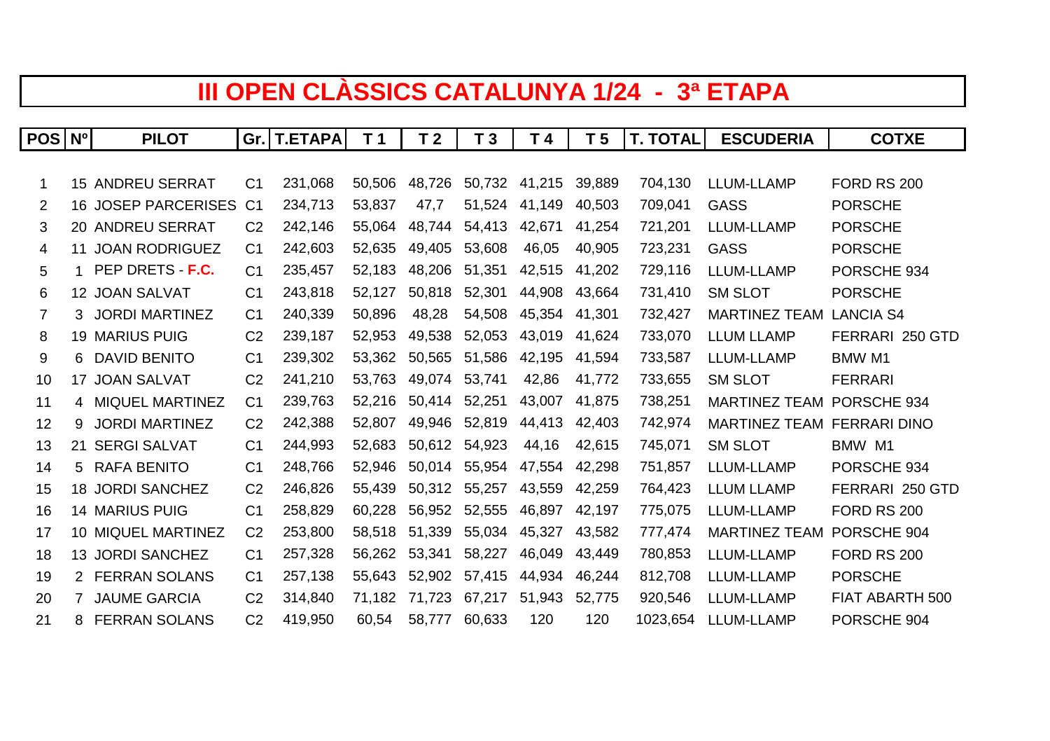# III OPEN CLÀSSICS CATALUNYA 1/24 - 3ª ETAPA

| POS | Nº | PILOT | Gr. | T.ETAPA | T 1 | T 2 | T 3 | T 4 | T 5 | T. TOTAL | ESCUDERIA | COTXE |
|---|---|---|---|---|---|---|---|---|---|---|---|---|
| 1 | 15 | ANDREU SERRAT | C1 | 231,068 | 50,506 | 48,726 | 50,732 | 41,215 | 39,889 | 704,130 | LLUM-LLAMP | FORD RS 200 |
| 2 | 16 | JOSEP PARCERISES | C1 | 234,713 | 53,837 | 47,7 | 51,524 | 41,149 | 40,503 | 709,041 | GASS | PORSCHE |
| 3 | 20 | ANDREU SERRAT | C2 | 242,146 | 55,064 | 48,744 | 54,413 | 42,671 | 41,254 | 721,201 | LLUM-LLAMP | PORSCHE |
| 4 | 11 | JOAN RODRIGUEZ | C1 | 242,603 | 52,635 | 49,405 | 53,608 | 46,05 | 40,905 | 723,231 | GASS | PORSCHE |
| 5 | 1 | PEP DRETS - **F.C.** | C1 | 235,457 | 52,183 | 48,206 | 51,351 | 42,515 | 41,202 | 729,116 | LLUM-LLAMP | PORSCHE 934 |
| 6 | 12 | JOAN SALVAT | C1 | 243,818 | 52,127 | 50,818 | 52,301 | 44,908 | 43,664 | 731,410 | SM SLOT | PORSCHE |
| 7 | 3 | JORDI MARTINEZ | C1 | 240,339 | 50,896 | 48,28 | 54,508 | 45,354 | 41,301 | 732,427 | MARTINEZ TEAM | LANCIA S4 |
| 8 | 19 | MARIUS PUIG | C2 | 239,187 | 52,953 | 49,538 | 52,053 | 43,019 | 41,624 | 733,070 | LLUM LLAMP | FERRARI 250 GTD |
| 9 | 6 | DAVID BENITO | C1 | 239,302 | 53,362 | 50,565 | 51,586 | 42,195 | 41,594 | 733,587 | LLUM-LLAMP | BMW M1 |
| 10 | 17 | JOAN SALVAT | C2 | 241,210 | 53,763 | 49,074 | 53,741 | 42,86 | 41,772 | 733,655 | SM SLOT | FERRARI |
| 11 | 4 | MIQUEL MARTINEZ | C1 | 239,763 | 52,216 | 50,414 | 52,251 | 43,007 | 41,875 | 738,251 | MARTINEZ TEAM | PORSCHE 934 |
| 12 | 9 | JORDI MARTINEZ | C2 | 242,388 | 52,807 | 49,946 | 52,819 | 44,413 | 42,403 | 742,974 | MARTINEZ TEAM | FERRARI DINO |
| 13 | 21 | SERGI SALVAT | C1 | 244,993 | 52,683 | 50,612 | 54,923 | 44,16 | 42,615 | 745,071 | SM SLOT | BMW M1 |
| 14 | 5 | RAFA BENITO | C1 | 248,766 | 52,946 | 50,014 | 55,954 | 47,554 | 42,298 | 751,857 | LLUM-LLAMP | PORSCHE 934 |
| 15 | 18 | JORDI SANCHEZ | C2 | 246,826 | 55,439 | 50,312 | 55,257 | 43,559 | 42,259 | 764,423 | LLUM LLAMP | FERRARI 250 GTD |
| 16 | 14 | MARIUS PUIG | C1 | 258,829 | 60,228 | 56,952 | 52,555 | 46,897 | 42,197 | 775,075 | LLUM-LLAMP | FORD RS 200 |
| 17 | 10 | MIQUEL MARTINEZ | C2 | 253,800 | 58,518 | 51,339 | 55,034 | 45,327 | 43,582 | 777,474 | MARTINEZ TEAM | PORSCHE 904 |
| 18 | 13 | JORDI SANCHEZ | C1 | 257,328 | 56,262 | 53,341 | 58,227 | 46,049 | 43,449 | 780,853 | LLUM-LLAMP | FORD RS 200 |
| 19 | 2 | FERRAN SOLANS | C1 | 257,138 | 55,643 | 52,902 | 57,415 | 44,934 | 46,244 | 812,708 | LLUM-LLAMP | PORSCHE |
| 20 | 7 | JAUME GARCIA | C2 | 314,840 | 71,182 | 71,723 | 67,217 | 51,943 | 52,775 | 920,546 | LLUM-LLAMP | FIAT ABARTH 500 |
| 21 | 8 | FERRAN SOLANS | C2 | 419,950 | 60,54 | 58,777 | 60,633 | 120 | 120 | 1023,654 | LLUM-LLAMP | PORSCHE 904 |